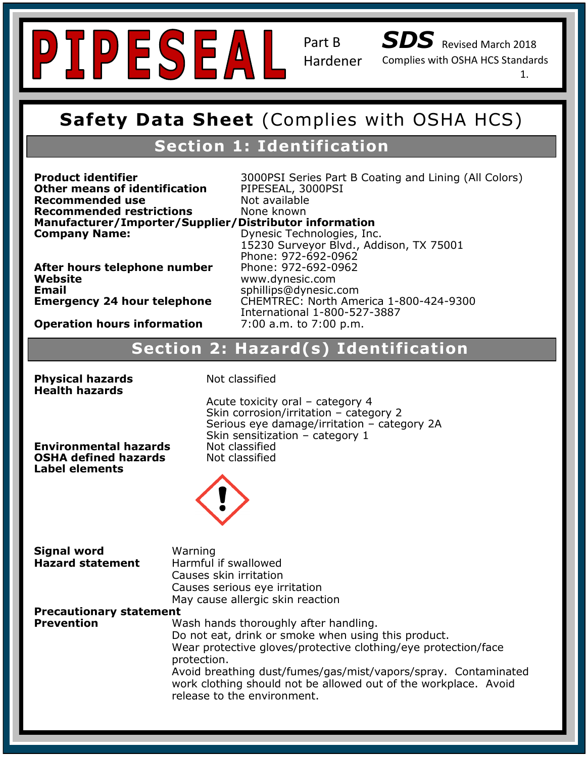# PIPESEAL

Part B
Hardener

**SDS** Revised March 2018
Complies with OSHA HCS Standards

## Safety Data Sheet (Complies with OSHA HCS)

## Section 1: Identification

| | |
|---|---|
| **Product identifier** | 3000PSI Series Part B Coating and Lining (All Colors) |
| **Other means of identification** | PIPESEAL, 3000PSI |
| **Recommended use** | Not available |
| **Recommended restrictions** | None known |

**Manufacturer/Importer/Supplier/Distributor information**

| | |
|---|---|
| **Company Name:** | Dynesic Technologies, Inc.<br>15230 Surveyor Blvd., Addison, TX 75001<br>Phone: 972-692-0962 |
| **After hours telephone number** | Phone: 972-692-0962 |
| **Website** | www.dynesic.com |
| **Email** | sphillips@dynesic.com |
| **Emergency 24 hour telephone** | CHEMTREC: North America 1-800-424-9300<br>International 1-800-527-3887 |
| **Operation hours information** | 7:00 a.m. to 7:00 p.m. |

## Section 2: Hazard(s) Identification

| | |
|---|---|
| **Physical hazards** | Not classified |
| **Health hazards** | Acute toxicity oral – category 4<br>Skin corrosion/irritation – category 2<br>Serious eye damage/irritation – category 2A<br>Skin sensitization – category 1 |
| **Environmental hazards** | Not classified |
| **OSHA defined hazards** | Not classified |

**Label elements**

| | |
|---|---|
| **Signal word** | Warning |
| **Hazard statement** | Harmful if swallowed<br>Causes skin irritation<br>Causes serious eye irritation<br>May cause allergic skin reaction |

**Precautionary statement**

**Prevention**

Wash hands thoroughly after handling.
Do not eat, drink or smoke when using this product.
Wear protective gloves/protective clothing/eye protection/face protection.
Avoid breathing dust/fumes/gas/mist/vapors/spray. Contaminated work clothing should not be allowed out of the workplace. Avoid release to the environment.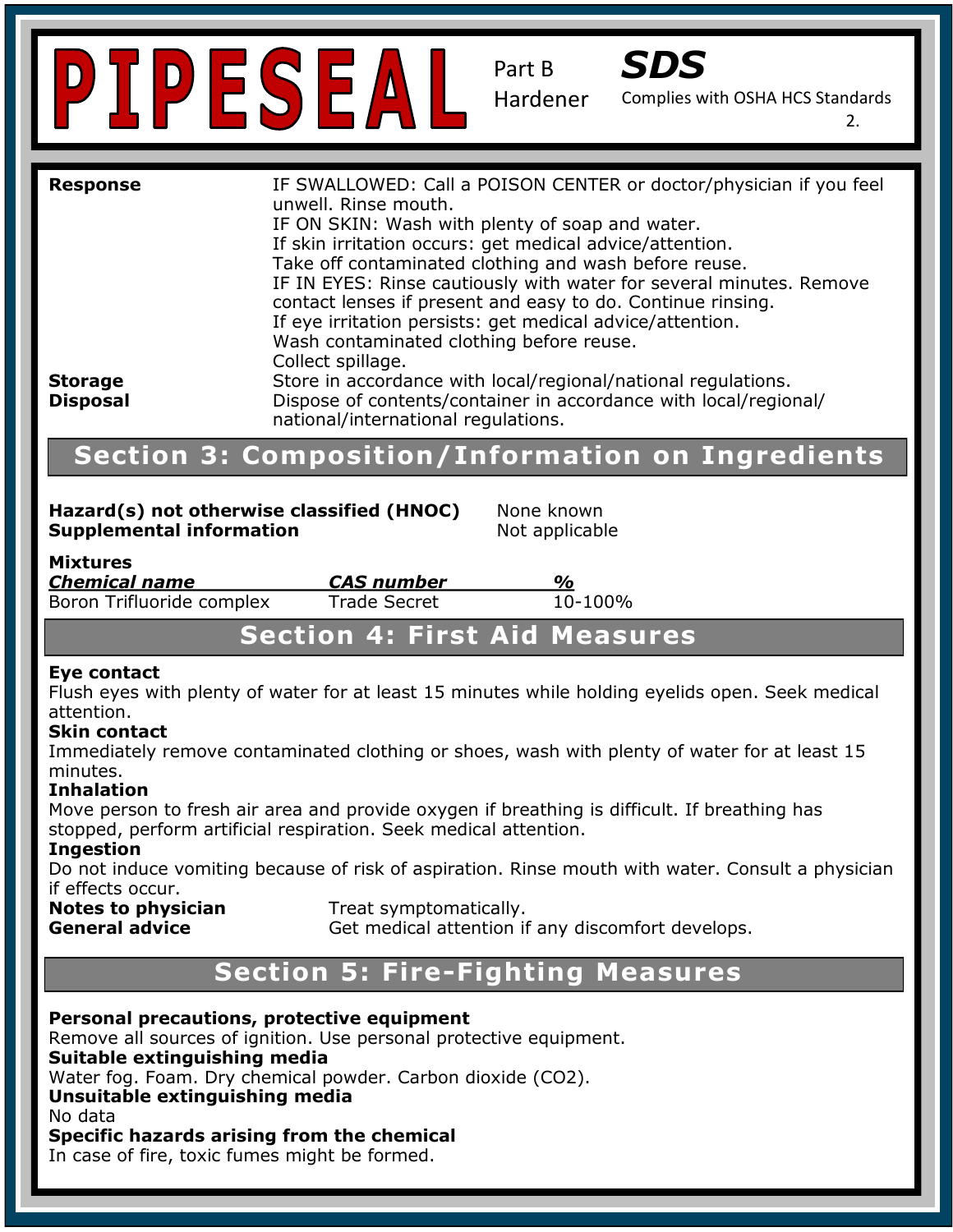| | |
|---|---|
| **Response** | IF SWALLOWED: Call a POISON CENTER or doctor/physician if you feel unwell. Rinse mouth.<br>IF ON SKIN: Wash with plenty of soap and water.<br>If skin irritation occurs: get medical advice/attention.<br>Take off contaminated clothing and wash before reuse.<br>IF IN EYES: Rinse cautiously with water for several minutes. Remove contact lenses if present and easy to do. Continue rinsing.<br>If eye irritation persists: get medical advice/attention.<br>Wash contaminated clothing before reuse.<br>Collect spillage. |
| **Storage** | Store in accordance with local/regional/national regulations. |
| **Disposal** | Dispose of contents/container in accordance with local/regional/national/international regulations. |

## Section 3: Composition/Information on Ingredients

**Hazard(s) not otherwise classified (HNOC)** None known

**Supplemental information** Not applicable

**Mixtures**

| ***Chemical name*** | ***CAS number*** | ***%*** |
|---|---|---|
| Boron Trifluoride complex | Trade Secret | 10-100% |

## Section 4: First Aid Measures

**Eye contact**
Flush eyes with plenty of water for at least 15 minutes while holding eyelids open. Seek medical attention.

**Skin contact**
Immediately remove contaminated clothing or shoes, wash with plenty of water for at least 15 minutes.

**Inhalation**
Move person to fresh air area and provide oxygen if breathing is difficult. If breathing has stopped, perform artificial respiration. Seek medical attention.

**Ingestion**
Do not induce vomiting because of risk of aspiration. Rinse mouth with water. Consult a physician if effects occur.

**Notes to physician** Treat symptomatically.

**General advice** Get medical attention if any discomfort develops.

## Section 5: Fire-Fighting Measures

**Personal precautions, protective equipment**
Remove all sources of ignition. Use personal protective equipment.

**Suitable extinguishing media**
Water fog. Foam. Dry chemical powder. Carbon dioxide ($CO_2$).

**Unsuitable extinguishing media**
No data

**Specific hazards arising from the chemical**
In case of fire, toxic fumes might be formed.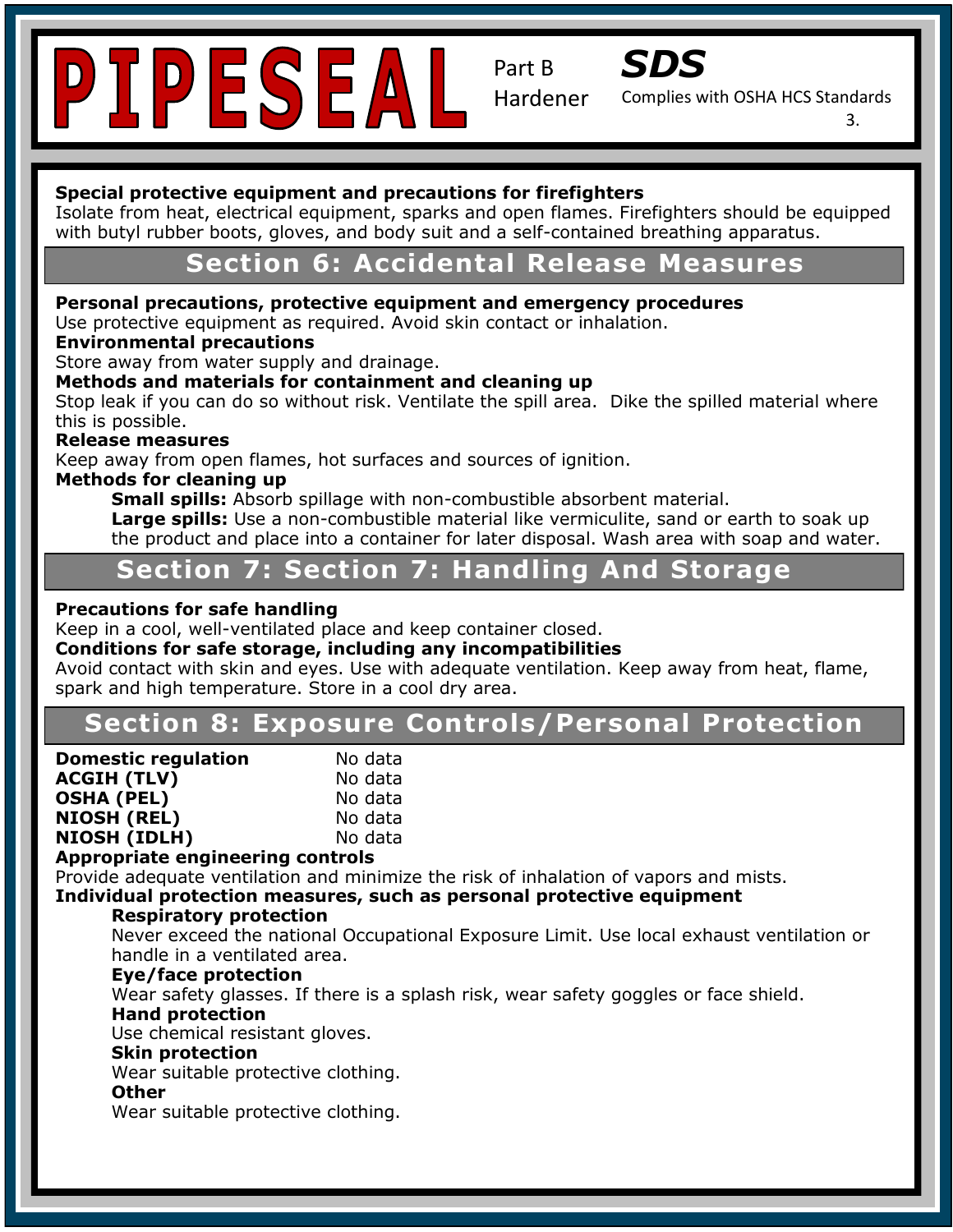**Special protective equipment and precautions for firefighters**
Isolate from heat, electrical equipment, sparks and open flames. Firefighters should be equipped with butyl rubber boots, gloves, and body suit and a self-contained breathing apparatus.

## Section 6: Accidental Release Measures

**Personal precautions, protective equipment and emergency procedures**
Use protective equipment as required. Avoid skin contact or inhalation.

**Environmental precautions**
Store away from water supply and drainage.

**Methods and materials for containment and cleaning up**
Stop leak if you can do so without risk. Ventilate the spill area. Dike the spilled material where this is possible.

**Release measures**
Keep away from open flames, hot surfaces and sources of ignition.

**Methods for cleaning up**

**Small spills:** Absorb spillage with non-combustible absorbent material.
**Large spills:** Use a non-combustible material like vermiculite, sand or earth to soak up the product and place into a container for later disposal. Wash area with soap and water.

## Section 7: Section 7: Handling And Storage

**Precautions for safe handling**
Keep in a cool, well-ventilated place and keep container closed.

**Conditions for safe storage, including any incompatibilities**
Avoid contact with skin and eyes. Use with adequate ventilation. Keep away from heat, flame, spark and high temperature. Store in a cool dry area.

## Section 8: Exposure Controls/Personal Protection

| | |
|---|---|
| **Domestic regulation** | No data |
| **ACGIH (TLV)** | No data |
| **OSHA (PEL)** | No data |
| **NIOSH (REL)** | No data |
| **NIOSH (IDLH)** | No data |

**Appropriate engineering controls**
Provide adequate ventilation and minimize the risk of inhalation of vapors and mists.

**Individual protection measures, such as personal protective equipment**

**Respiratory protection**
Never exceed the national Occupational Exposure Limit. Use local exhaust ventilation or handle in a ventilated area.

**Eye/face protection**
Wear safety glasses. If there is a splash risk, wear safety goggles or face shield.

**Hand protection**
Use chemical resistant gloves.

**Skin protection**
Wear suitable protective clothing.

**Other**
Wear suitable protective clothing.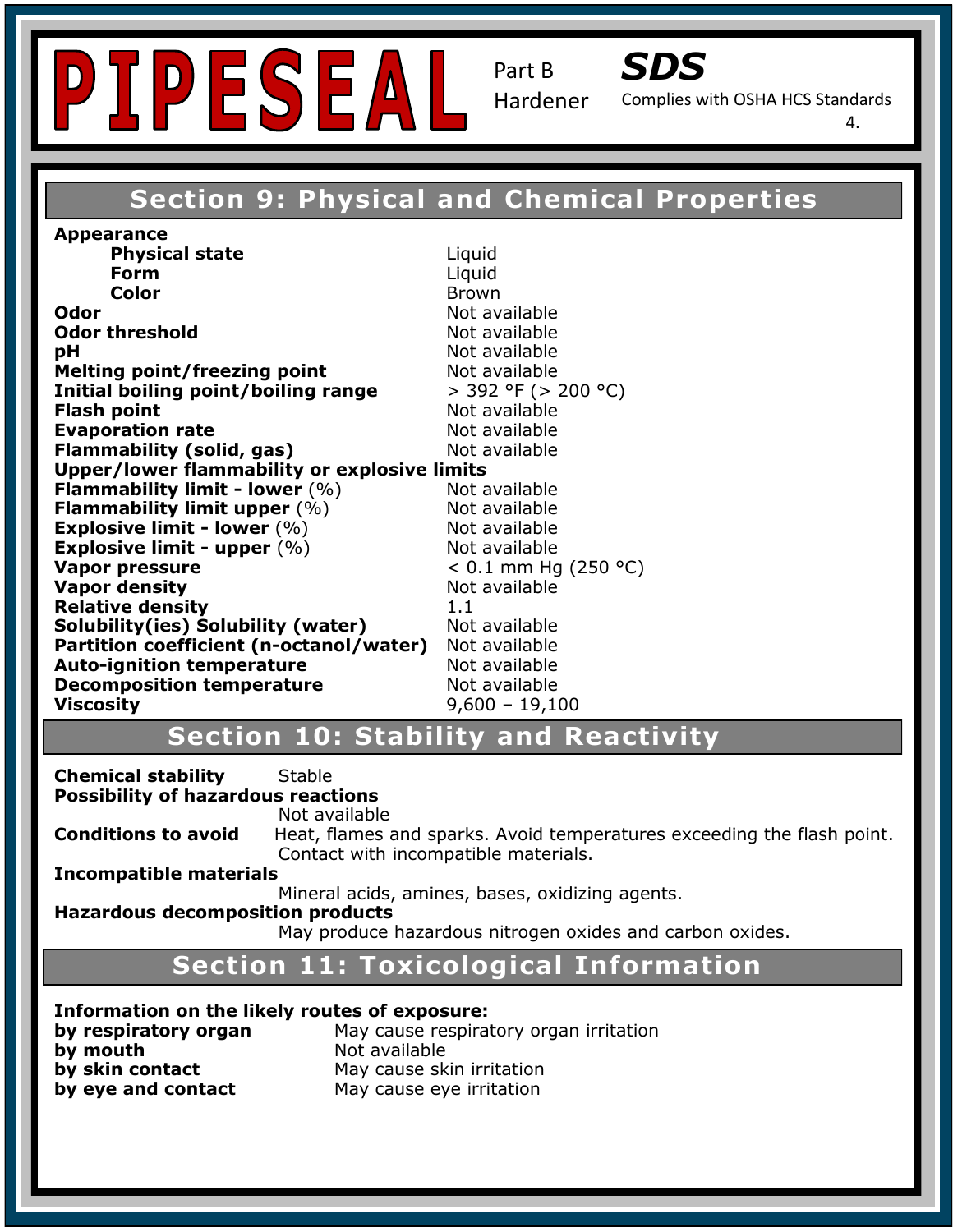# PIPESEAL

Part B Hardener

***SDS***

Complies with OSHA HCS Standards

## Section 9: Physical and Chemical Properties

| Property | Value |
|---|---|
| **Appearance** | |
| **Physical state** | Liquid |
| **Form** | Liquid |
| **Color** | Brown |
| **Odor** | Not available |
| **Odor threshold** | Not available |
| **pH** | Not available |
| **Melting point/freezing point** | Not available |
| **Initial boiling point/boiling range** | > 392 °F (> 200 °C) |
| **Flash point** | Not available |
| **Evaporation rate** | Not available |
| **Flammability (solid, gas)** | Not available |
| **Upper/lower flammability or explosive limits** | |
| **Flammability limit - lower** (%) | Not available |
| **Flammability limit upper** (%) | Not available |
| **Explosive limit - lower** (%) | Not available |
| **Explosive limit - upper** (%) | Not available |
| **Vapor pressure** | < 0.1 mm Hg (250 °C) |
| **Vapor density** | Not available |
| **Relative density** | 1.1 |
| **Solubility(ies) Solubility (water)** | Not available |
| **Partition coefficient (n-octanol/water)** | Not available |
| **Auto-ignition temperature** | Not available |
| **Decomposition temperature** | Not available |
| **Viscosity** | 9,600 – 19,100 |

## Section 10: Stability and Reactivity

**Chemical stability** Stable

**Possibility of hazardous reactions**
Not available

**Conditions to avoid** Heat, flames and sparks. Avoid temperatures exceeding the flash point. Contact with incompatible materials.

**Incompatible materials**
Mineral acids, amines, bases, oxidizing agents.

**Hazardous decomposition products**
May produce hazardous nitrogen oxides and carbon oxides.

## Section 11: Toxicological Information

**Information on the likely routes of exposure:**

| Route | Effect |
|---|---|
| **by respiratory organ** | May cause respiratory organ irritation |
| **by mouth** | Not available |
| **by skin contact** | May cause skin irritation |
| **by eye and contact** | May cause eye irritation |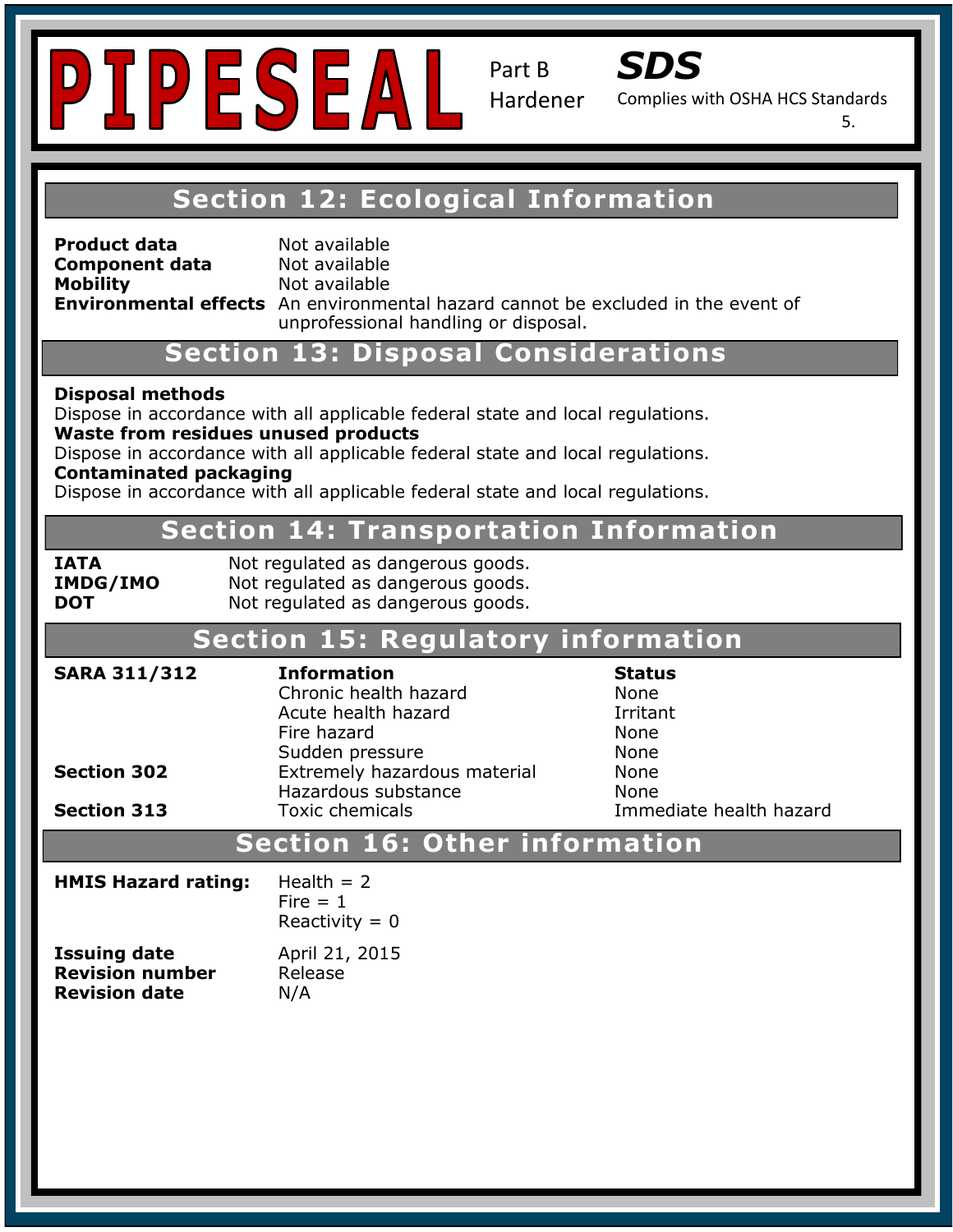# PIPESEAL

Part B Hardener

***SDS***

Complies with OSHA HCS Standards

## Section 12: Ecological Information

| | |
|---|---|
| **Product data** | Not available |
| **Component data** | Not available |
| **Mobility** | Not available |
| **Environmental effects** | An environmental hazard cannot be excluded in the event of unprofessional handling or disposal. |

## Section 13: Disposal Considerations

**Disposal methods**
Dispose in accordance with all applicable federal state and local regulations.

**Waste from residues unused products**
Dispose in accordance with all applicable federal state and local regulations.

**Contaminated packaging**
Dispose in accordance with all applicable federal state and local regulations.

## Section 14: Transportation Information

| | |
|---|---|
| **IATA** | Not regulated as dangerous goods. |
| **IMDG/IMO** | Not regulated as dangerous goods. |
| **DOT** | Not regulated as dangerous goods. |

## Section 15: Regulatory information

| | **Information** | **Status** |
|---|---|---|
| **SARA 311/312** | Chronic health hazard | None |
| | Acute health hazard | Irritant |
| | Fire hazard | None |
| | Sudden pressure | None |
| **Section 302** | Extremely hazardous material | None |
| | Hazardous substance | None |
| **Section 313** | Toxic chemicals | Immediate health hazard |

## Section 16: Other information

**HMIS Hazard rating:**
Health = 2
Fire = 1
Reactivity = 0

| | |
|---|---|
| **Issuing date** | April 21, 2015 |
| **Revision number** | Release |
| **Revision date** | N/A |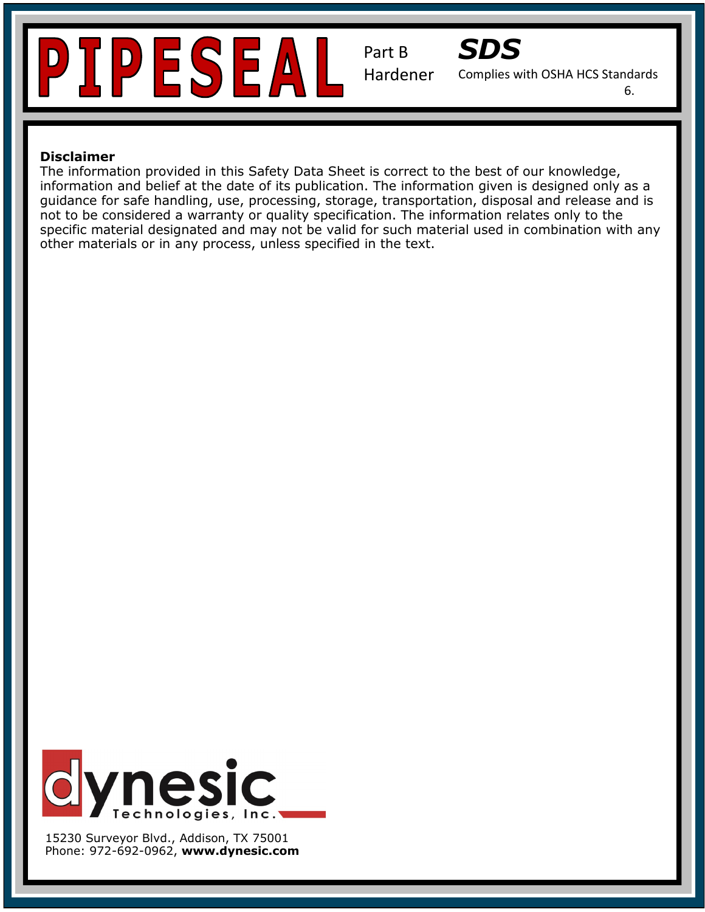# PIPESEAL

Part B Hardener

***SDS***

Complies with OSHA HCS Standards

**Disclaimer**

The information provided in this Safety Data Sheet is correct to the best of our knowledge, information and belief at the date of its publication. The information given is designed only as a guidance for safe handling, use, processing, storage, transportation, disposal and release and is not to be considered a warranty or quality specification. The information relates only to the specific material designated and may not be valid for such material used in combination with any other materials or in any process, unless specified in the text.

dynesic Technologies, Inc.

15230 Surveyor Blvd., Addison, TX 75001
Phone: 972-692-0962, **www.dynesic.com**